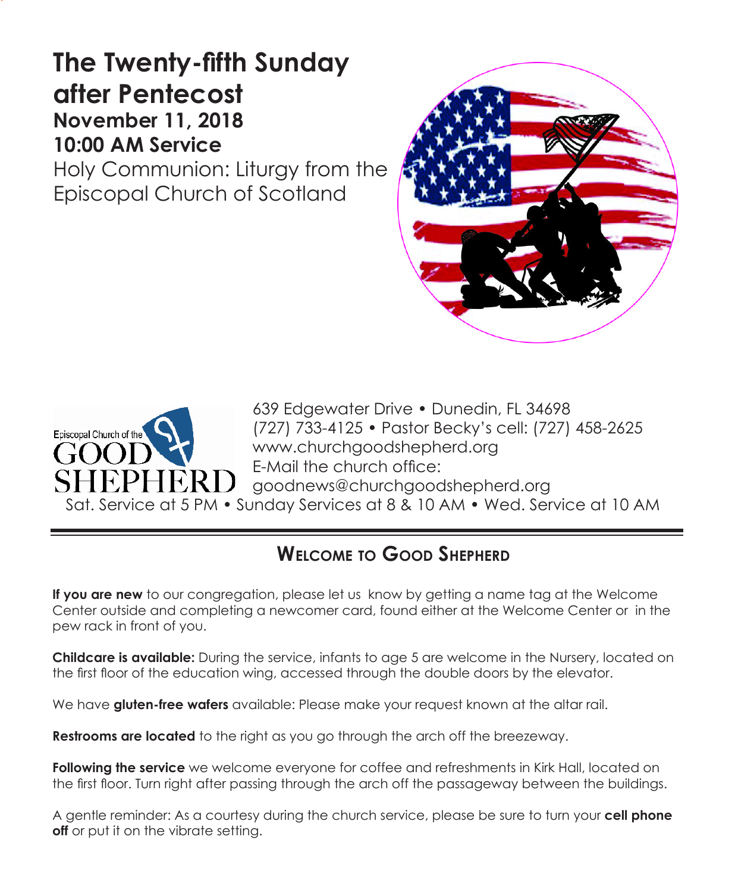# The Twenty-fifth Sunday after Pentecost

**November 11, 2018**

**10:00 AM Service**

Holy Communion: Liturgy from the Episcopal Church of Scotland

Episcopal Church of the GOOD SHEPHERD

639 Edgewater Drive • Dunedin, FL 34698
(727) 733-4125 • Pastor Becky's cell: (727) 458-2625
www.churchgoodshepherd.org
E-Mail the church office:
goodnews@churchgoodshepherd.org

Sat. Service at 5 PM • Sunday Services at 8 & 10 AM • Wed. Service at 10 AM

## Welcome to Good Shepherd

**If you are new** to our congregation, please let us know by getting a name tag at the Welcome Center outside and completing a newcomer card, found either at the Welcome Center or in the pew rack in front of you.

**Childcare is available:** During the service, infants to age 5 are welcome in the Nursery, located on the first floor of the education wing, accessed through the double doors by the elevator.

We have **gluten-free wafers** available: Please make your request known at the altar rail.

**Restrooms are located** to the right as you go through the arch off the breezeway.

**Following the service** we welcome everyone for coffee and refreshments in Kirk Hall, located on the first floor. Turn right after passing through the arch off the passageway between the buildings.

A gentle reminder: As a courtesy during the church service, please be sure to turn your **cell phone off** or put it on the vibrate setting.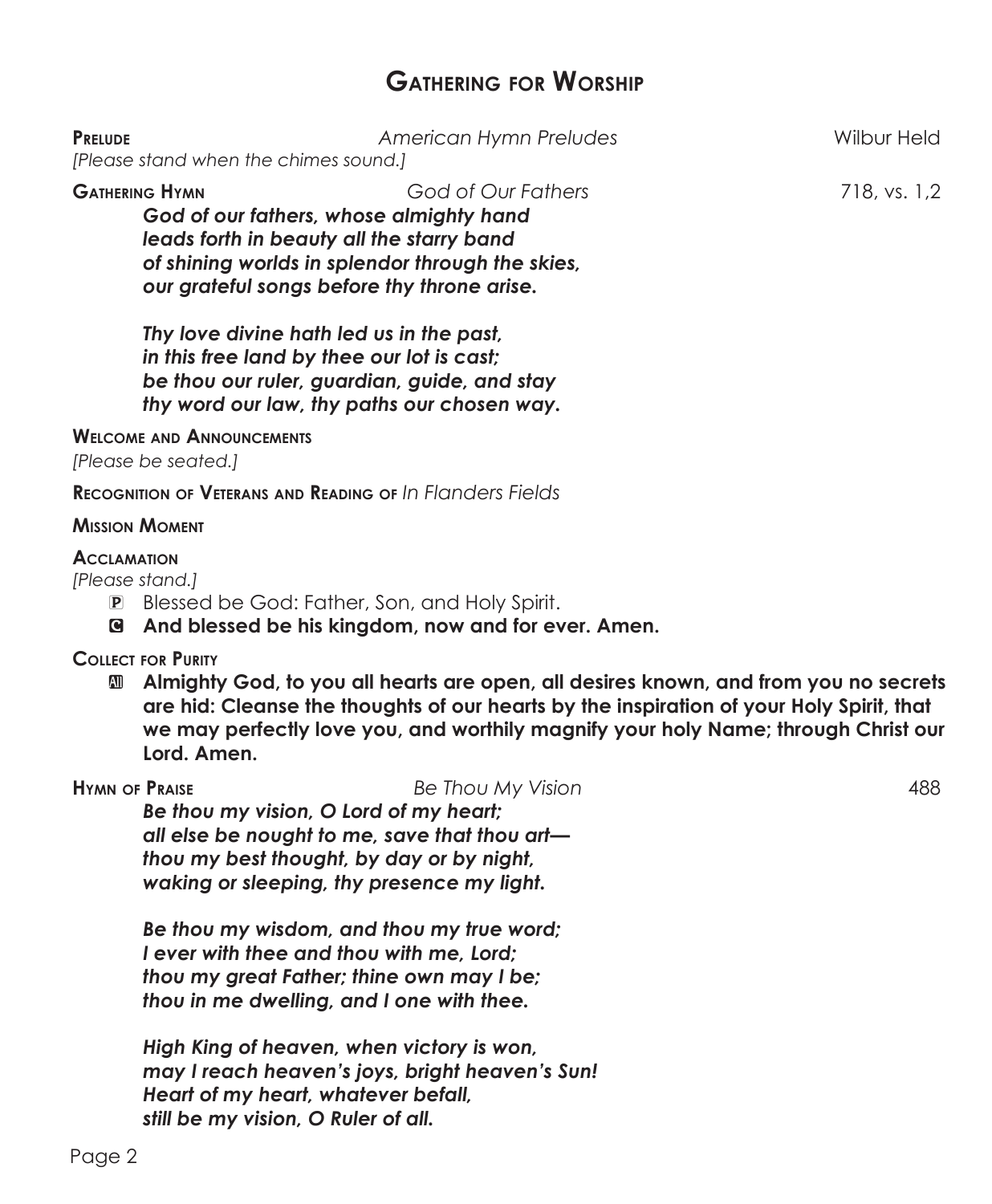# Gathering for Worship

**Prelude** *American Hymn Preludes* Wilbur Held

*[Please stand when the chimes sound.]*

**Gathering Hymn** *God of Our Fathers* 718, vs. 1,2

***God of our fathers, whose almighty hand***
***leads forth in beauty all the starry band***
***of shining worlds in splendor through the skies,***
***our grateful songs before thy throne arise.***

***Thy love divine hath led us in the past,***
***in this free land by thee our lot is cast;***
***be thou our ruler, guardian, guide, and stay***
***thy word our law, thy paths our chosen way.***

**Welcome and Announcements**

*[Please be seated.]*

**Recognition of Veterans and Reading of** *In Flanders Fields*

**Mission Moment**

**Acclamation**

*[Please stand.]*

P Blessed be God: Father, Son, and Holy Spirit.

**C And blessed be his kingdom, now and for ever. Amen.**

**Collect for Purity**

**All Almighty God, to you all hearts are open, all desires known, and from you no secrets are hid: Cleanse the thoughts of our hearts by the inspiration of your Holy Spirit, that we may perfectly love you, and worthily magnify your holy Name; through Christ our Lord. Amen.**

**Hymn of Praise** *Be Thou My Vision* 488

***Be thou my vision, O Lord of my heart;***
***all else be nought to me, save that thou art—***
***thou my best thought, by day or by night,***
***waking or sleeping, thy presence my light.***

***Be thou my wisdom, and thou my true word;***
***I ever with thee and thou with me, Lord;***
***thou my great Father; thine own may I be;***
***thou in me dwelling, and I one with thee.***

***High King of heaven, when victory is won,***
***may I reach heaven's joys, bright heaven's Sun!***
***Heart of my heart, whatever befall,***
***still be my vision, O Ruler of all.***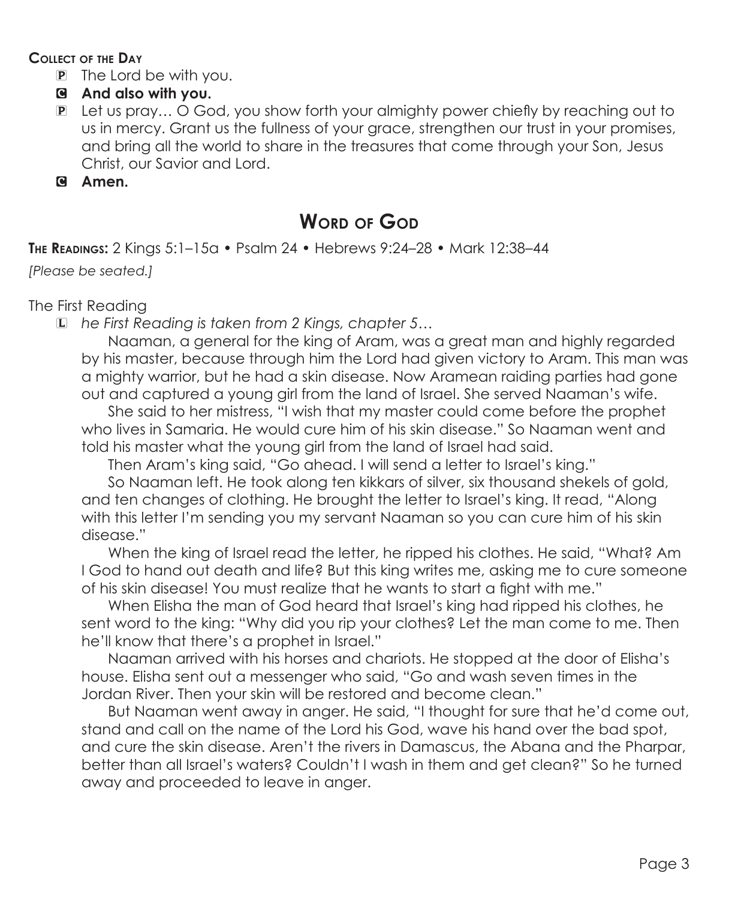**Collect of the Day**

P The Lord be with you.

C **And also with you.**

P Let us pray… O God, you show forth your almighty power chiefly by reaching out to us in mercy. Grant us the fullness of your grace, strengthen our trust in your promises, and bring all the world to share in the treasures that come through your Son, Jesus Christ, our Savior and Lord.

C **Amen.**

## Word of God

**The Readings:** 2 Kings 5:1–15a • Psalm 24 • Hebrews 9:24–28 • Mark 12:38–44

*[Please be seated.]*

The First Reading

L *he First Reading is taken from 2 Kings, chapter 5…*

Naaman, a general for the king of Aram, was a great man and highly regarded by his master, because through him the Lord had given victory to Aram. This man was a mighty warrior, but he had a skin disease. Now Aramean raiding parties had gone out and captured a young girl from the land of Israel. She served Naaman's wife.

She said to her mistress, "I wish that my master could come before the prophet who lives in Samaria. He would cure him of his skin disease." So Naaman went and told his master what the young girl from the land of Israel had said.

Then Aram's king said, "Go ahead. I will send a letter to Israel's king."

So Naaman left. He took along ten kikkars of silver, six thousand shekels of gold, and ten changes of clothing. He brought the letter to Israel's king. It read, "Along with this letter I'm sending you my servant Naaman so you can cure him of his skin disease."

When the king of Israel read the letter, he ripped his clothes. He said, "What? Am I God to hand out death and life? But this king writes me, asking me to cure someone of his skin disease! You must realize that he wants to start a fight with me."

When Elisha the man of God heard that Israel's king had ripped his clothes, he sent word to the king: "Why did you rip your clothes? Let the man come to me. Then he'll know that there's a prophet in Israel."

Naaman arrived with his horses and chariots. He stopped at the door of Elisha's house. Elisha sent out a messenger who said, "Go and wash seven times in the Jordan River. Then your skin will be restored and become clean."

But Naaman went away in anger. He said, "I thought for sure that he'd come out, stand and call on the name of the Lord his God, wave his hand over the bad spot, and cure the skin disease. Aren't the rivers in Damascus, the Abana and the Pharpar, better than all Israel's waters? Couldn't I wash in them and get clean?" So he turned away and proceeded to leave in anger.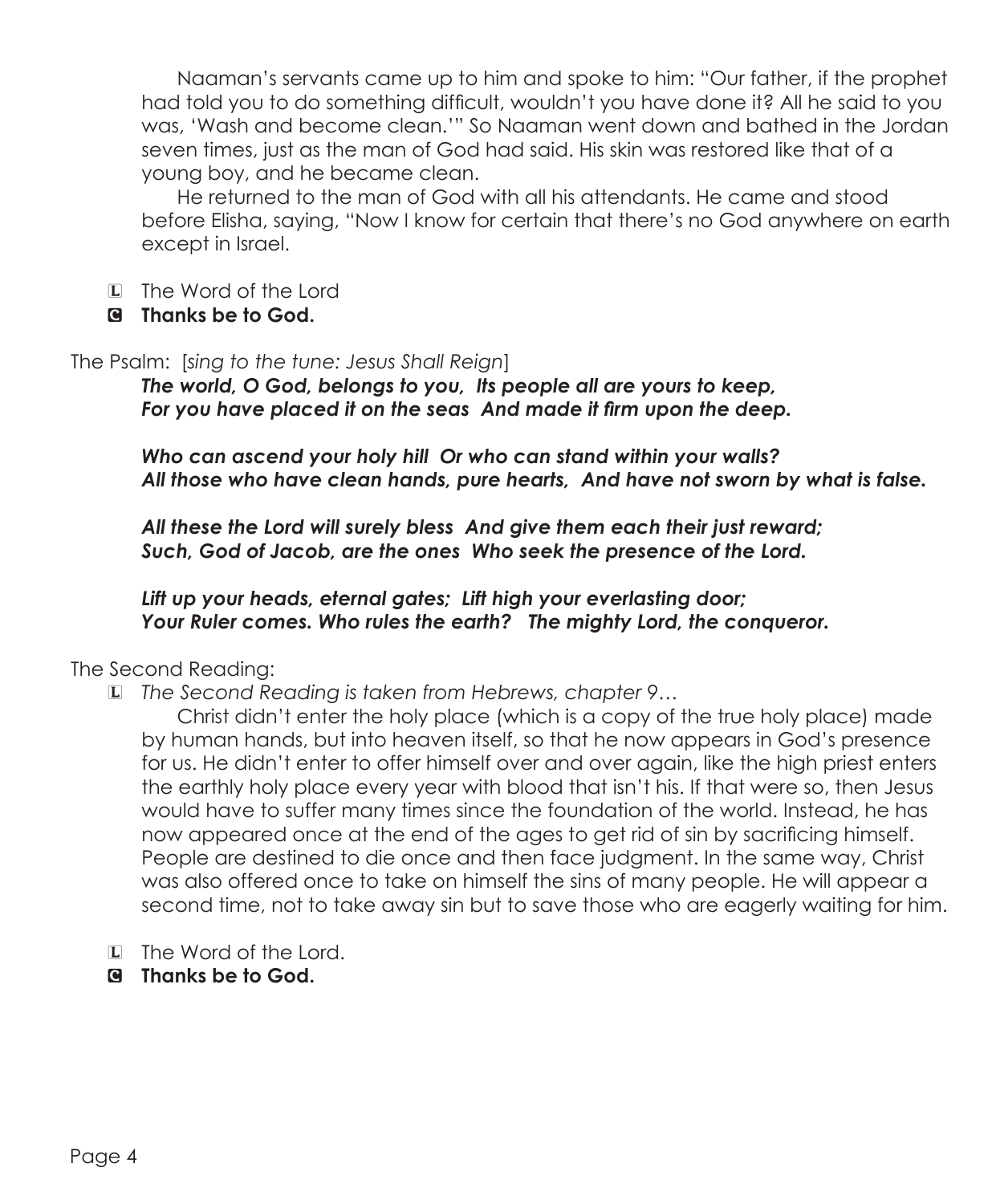Naaman's servants came up to him and spoke to him: "Our father, if the prophet had told you to do something difficult, wouldn't you have done it? All he said to you was, 'Wash and become clean.'" So Naaman went down and bathed in the Jordan seven times, just as the man of God had said. His skin was restored like that of a young boy, and he became clean.

He returned to the man of God with all his attendants. He came and stood before Elisha, saying, "Now I know for certain that there's no God anywhere on earth except in Israel.

L The Word of the Lord

**C Thanks be to God.**

The Psalm: [*sing to the tune: Jesus Shall Reign*]

***The world, O God, belongs to you, Its people all are yours to keep,***
***For you have placed it on the seas And made it firm upon the deep.***

***Who can ascend your holy hill Or who can stand within your walls?***
***All those who have clean hands, pure hearts, And have not sworn by what is false.***

***All these the Lord will surely bless And give them each their just reward;***
***Such, God of Jacob, are the ones Who seek the presence of the Lord.***

***Lift up your heads, eternal gates; Lift high your everlasting door;***
***Your Ruler comes. Who rules the earth? The mighty Lord, the conqueror.***

The Second Reading:

L *The Second Reading is taken from Hebrews, chapter 9…*

Christ didn't enter the holy place (which is a copy of the true holy place) made by human hands, but into heaven itself, so that he now appears in God's presence for us. He didn't enter to offer himself over and over again, like the high priest enters the earthly holy place every year with blood that isn't his. If that were so, then Jesus would have to suffer many times since the foundation of the world. Instead, he has now appeared once at the end of the ages to get rid of sin by sacrificing himself. People are destined to die once and then face judgment. In the same way, Christ was also offered once to take on himself the sins of many people. He will appear a second time, not to take away sin but to save those who are eagerly waiting for him.

L The Word of the Lord.

**C Thanks be to God.**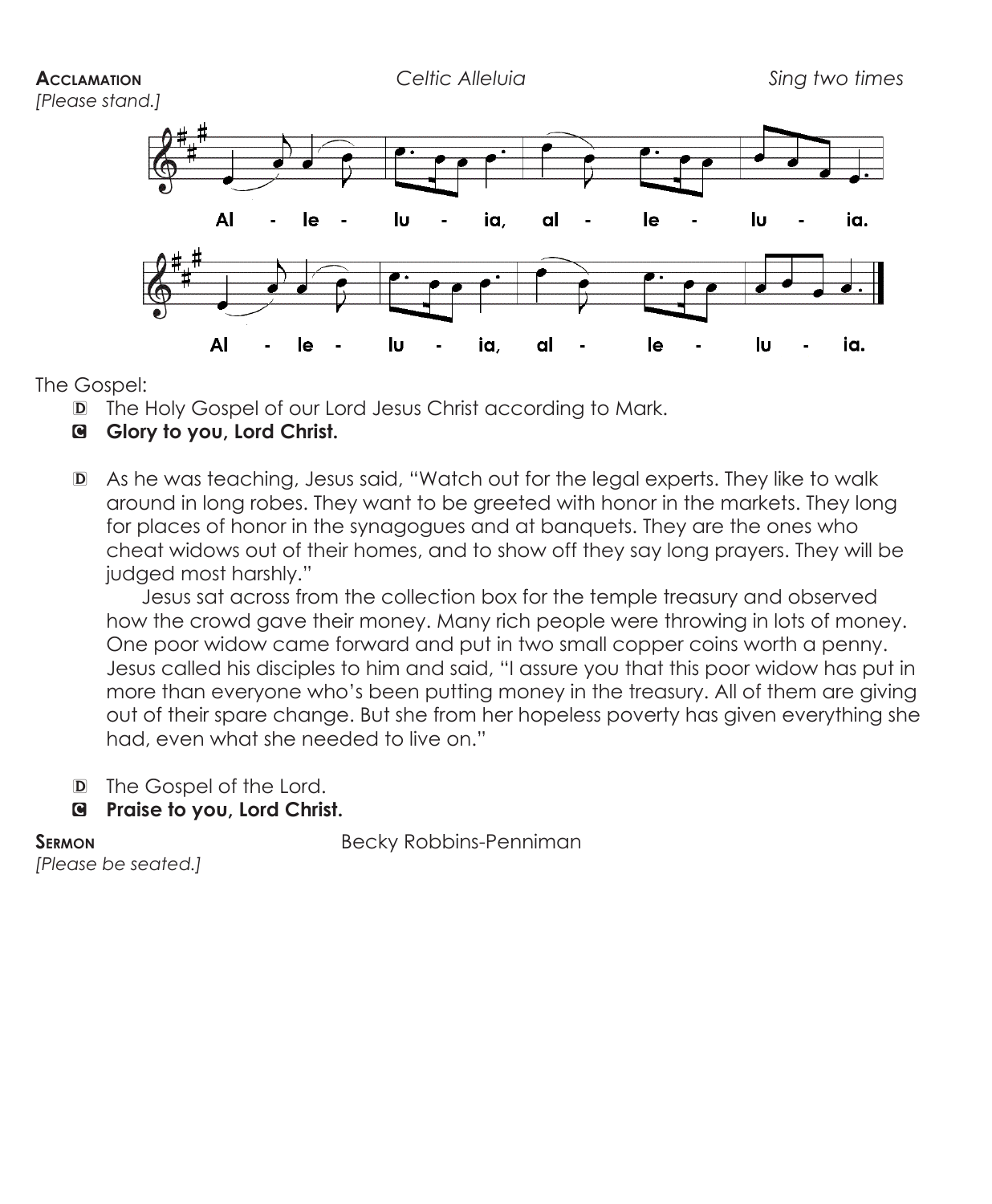**Acclamation** *Celtic Alleluia* *Sing two times*

*[Please stand.]*

Al - le - lu - ia, al - le - lu - ia.

Al - le - lu - ia, al - le - lu - ia.

The Gospel:

D The Holy Gospel of our Lord Jesus Christ according to Mark.

C **Glory to you, Lord Christ.**

D As he was teaching, Jesus said, "Watch out for the legal experts. They like to walk around in long robes. They want to be greeted with honor in the markets. They long for places of honor in the synagogues and at banquets. They are the ones who cheat widows out of their homes, and to show off they say long prayers. They will be judged most harshly."

Jesus sat across from the collection box for the temple treasury and observed how the crowd gave their money. Many rich people were throwing in lots of money. One poor widow came forward and put in two small copper coins worth a penny. Jesus called his disciples to him and said, "I assure you that this poor widow has put in more than everyone who's been putting money in the treasury. All of them are giving out of their spare change. But she from her hopeless poverty has given everything she had, even what she needed to live on."

D The Gospel of the Lord.

C **Praise to you, Lord Christ.**

**Sermon** Becky Robbins-Penniman

*[Please be seated.]*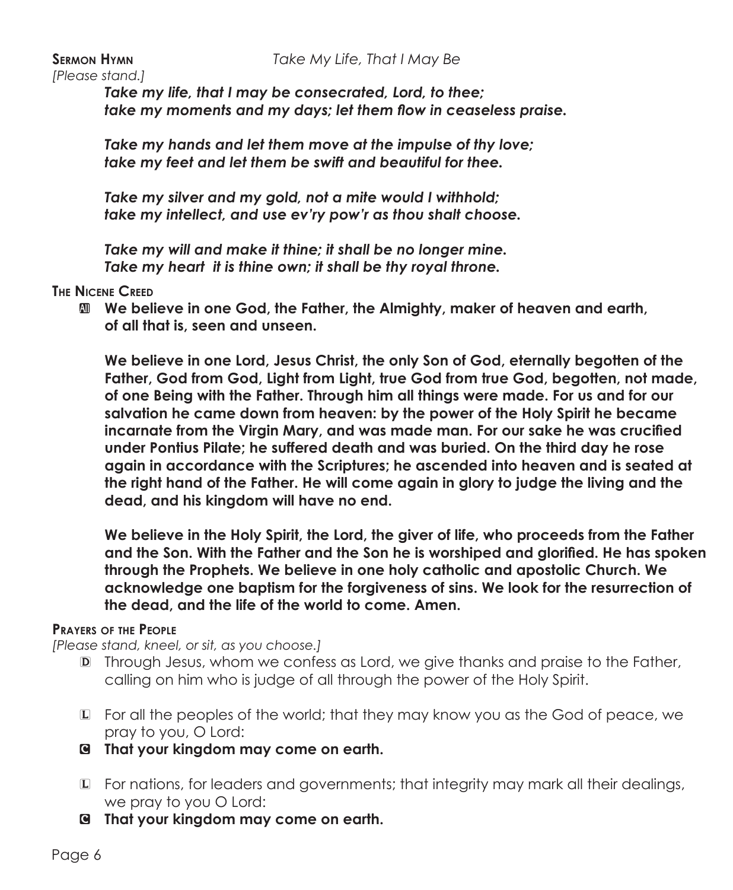**Sermon Hymn** *Take My Life, That I May Be*

*[Please stand.]*

***Take my life, that I may be consecrated, Lord, to thee;***
***take my moments and my days; let them flow in ceaseless praise.***

***Take my hands and let them move at the impulse of thy love;***
***take my feet and let them be swift and beautiful for thee.***

***Take my silver and my gold, not a mite would I withhold;***
***take my intellect, and use ev'ry pow'r as thou shalt choose.***

***Take my will and make it thine; it shall be no longer mine.***
***Take my heart it is thine own; it shall be thy royal throne.***

**The Nicene Creed**

All **We believe in one God, the Father, the Almighty, maker of heaven and earth, of all that is, seen and unseen.**

**We believe in one Lord, Jesus Christ, the only Son of God, eternally begotten of the Father, God from God, Light from Light, true God from true God, begotten, not made, of one Being with the Father. Through him all things were made. For us and for our salvation he came down from heaven: by the power of the Holy Spirit he became incarnate from the Virgin Mary, and was made man. For our sake he was crucified under Pontius Pilate; he suffered death and was buried. On the third day he rose again in accordance with the Scriptures; he ascended into heaven and is seated at the right hand of the Father. He will come again in glory to judge the living and the dead, and his kingdom will have no end.**

**We believe in the Holy Spirit, the Lord, the giver of life, who proceeds from the Father and the Son. With the Father and the Son he is worshiped and glorified. He has spoken through the Prophets. We believe in one holy catholic and apostolic Church. We acknowledge one baptism for the forgiveness of sins. We look for the resurrection of the dead, and the life of the world to come. Amen.**

**Prayers of the People**

*[Please stand, kneel, or sit, as you choose.]*

D Through Jesus, whom we confess as Lord, we give thanks and praise to the Father, calling on him who is judge of all through the power of the Holy Spirit.

L For all the peoples of the world; that they may know you as the God of peace, we pray to you, O Lord:

C **That your kingdom may come on earth.**

L For nations, for leaders and governments; that integrity may mark all their dealings, we pray to you O Lord:

C **That your kingdom may come on earth.**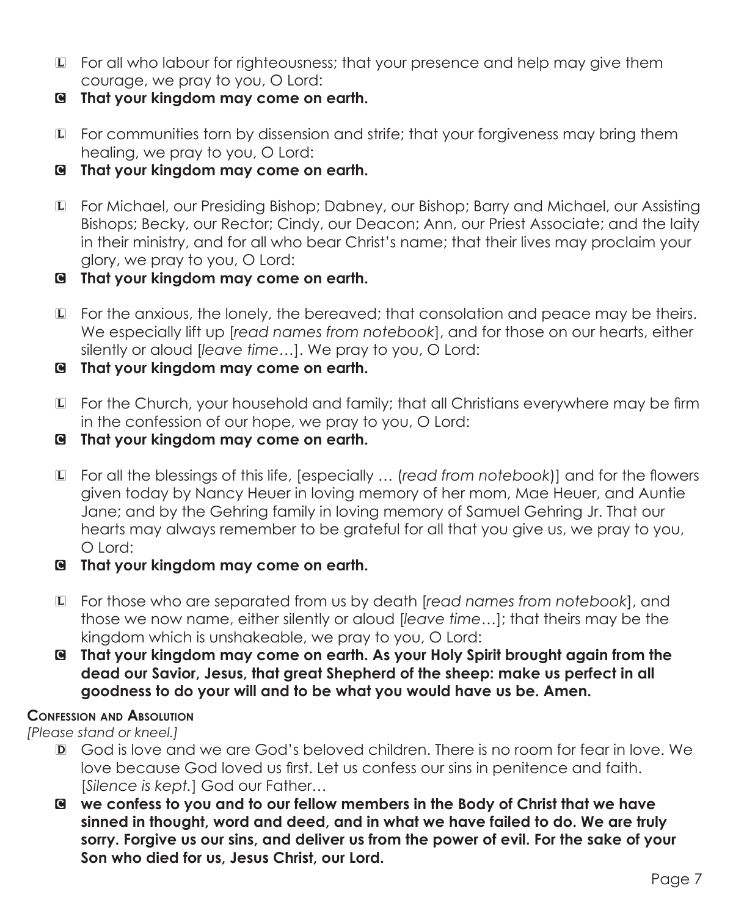L For all who labour for righteousness; that your presence and help may give them courage, we pray to you, O Lord:

**C That your kingdom may come on earth.**

L For communities torn by dissension and strife; that your forgiveness may bring them healing, we pray to you, O Lord:

**C That your kingdom may come on earth.**

L For Michael, our Presiding Bishop; Dabney, our Bishop; Barry and Michael, our Assisting Bishops; Becky, our Rector; Cindy, our Deacon; Ann, our Priest Associate; and the laity in their ministry, and for all who bear Christ's name; that their lives may proclaim your glory, we pray to you, O Lord:

**C That your kingdom may come on earth.**

L For the anxious, the lonely, the bereaved; that consolation and peace may be theirs. We especially lift up [*read names from notebook*], and for those on our hearts, either silently or aloud [*leave time*…]. We pray to you, O Lord:

**C That your kingdom may come on earth.**

L For the Church, your household and family; that all Christians everywhere may be firm in the confession of our hope, we pray to you, O Lord:

**C That your kingdom may come on earth.**

L For all the blessings of this life, [especially … (*read from notebook*)] and for the flowers given today by Nancy Heuer in loving memory of her mom, Mae Heuer, and Auntie Jane; and by the Gehring family in loving memory of Samuel Gehring Jr. That our hearts may always remember to be grateful for all that you give us, we pray to you, O Lord:

**C That your kingdom may come on earth.**

L For those who are separated from us by death [*read names from notebook*], and those we now name, either silently or aloud [*leave time*…]; that theirs may be the kingdom which is unshakeable, we pray to you, O Lord:

**C That your kingdom may come on earth. As your Holy Spirit brought again from the dead our Savior, Jesus, that great Shepherd of the sheep: make us perfect in all goodness to do your will and to be what you would have us be. Amen.**

**Confession and Absolution**

*[Please stand or kneel.]*

D God is love and we are God's beloved children. There is no room for fear in love. We love because God loved us first. Let us confess our sins in penitence and faith. [*Silence is kept.*] God our Father…

**C we confess to you and to our fellow members in the Body of Christ that we have sinned in thought, word and deed, and in what we have failed to do. We are truly sorry. Forgive us our sins, and deliver us from the power of evil. For the sake of your Son who died for us, Jesus Christ, our Lord.**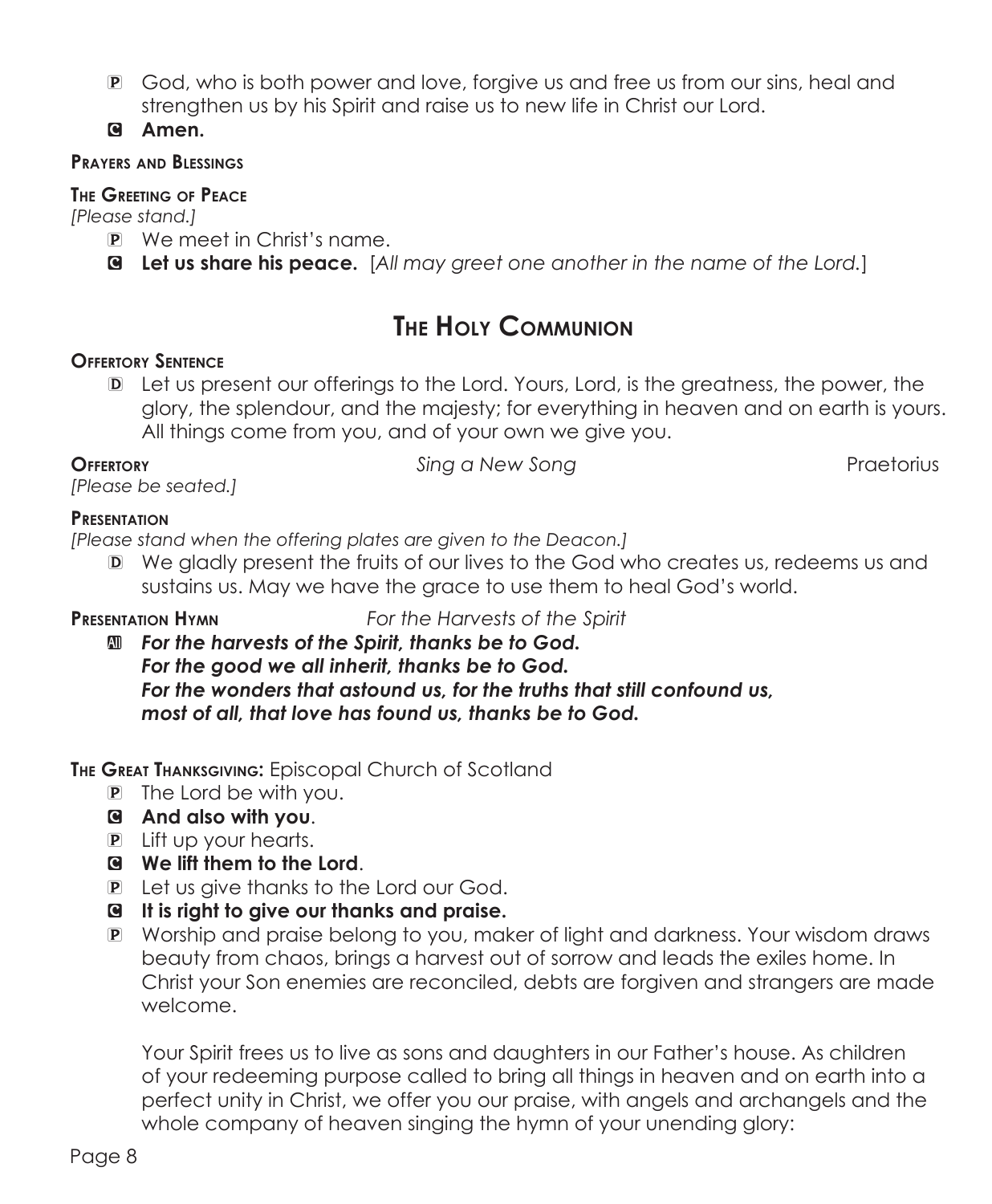P God, who is both power and love, forgive us and free us from our sins, heal and strengthen us by his Spirit and raise us to new life in Christ our Lord.

C **Amen.**

**Prayers and Blessings**

**The Greeting of Peace**

*[Please stand.]*

P We meet in Christ's name.

C **Let us share his peace.** [*All may greet one another in the name of the Lord.*]

# The Holy Communion

**Offertory Sentence**

D Let us present our offerings to the Lord. Yours, Lord, is the greatness, the power, the glory, the splendour, and the majesty; for everything in heaven and on earth is yours. All things come from you, and of your own we give you.

**Offertory** *Sing a New Song* Praetorius

*[Please be seated.]*

**Presentation**

*[Please stand when the offering plates are given to the Deacon.]*

D We gladly present the fruits of our lives to the God who creates us, redeems us and sustains us. May we have the grace to use them to heal God's world.

**Presentation Hymn** *For the Harvests of the Spirit*

All ***For the harvests of the Spirit, thanks be to God.***
***For the good we all inherit, thanks be to God.***
***For the wonders that astound us, for the truths that still confound us,***
***most of all, that love has found us, thanks be to God.***

**The Great Thanksgiving:** Episcopal Church of Scotland

P The Lord be with you.

C **And also with you**.

P Lift up your hearts.

C **We lift them to the Lord**.

P Let us give thanks to the Lord our God.

C **It is right to give our thanks and praise.**

P Worship and praise belong to you, maker of light and darkness. Your wisdom draws beauty from chaos, brings a harvest out of sorrow and leads the exiles home. In Christ your Son enemies are reconciled, debts are forgiven and strangers are made welcome.

Your Spirit frees us to live as sons and daughters in our Father's house. As children of your redeeming purpose called to bring all things in heaven and on earth into a perfect unity in Christ, we offer you our praise, with angels and archangels and the whole company of heaven singing the hymn of your unending glory: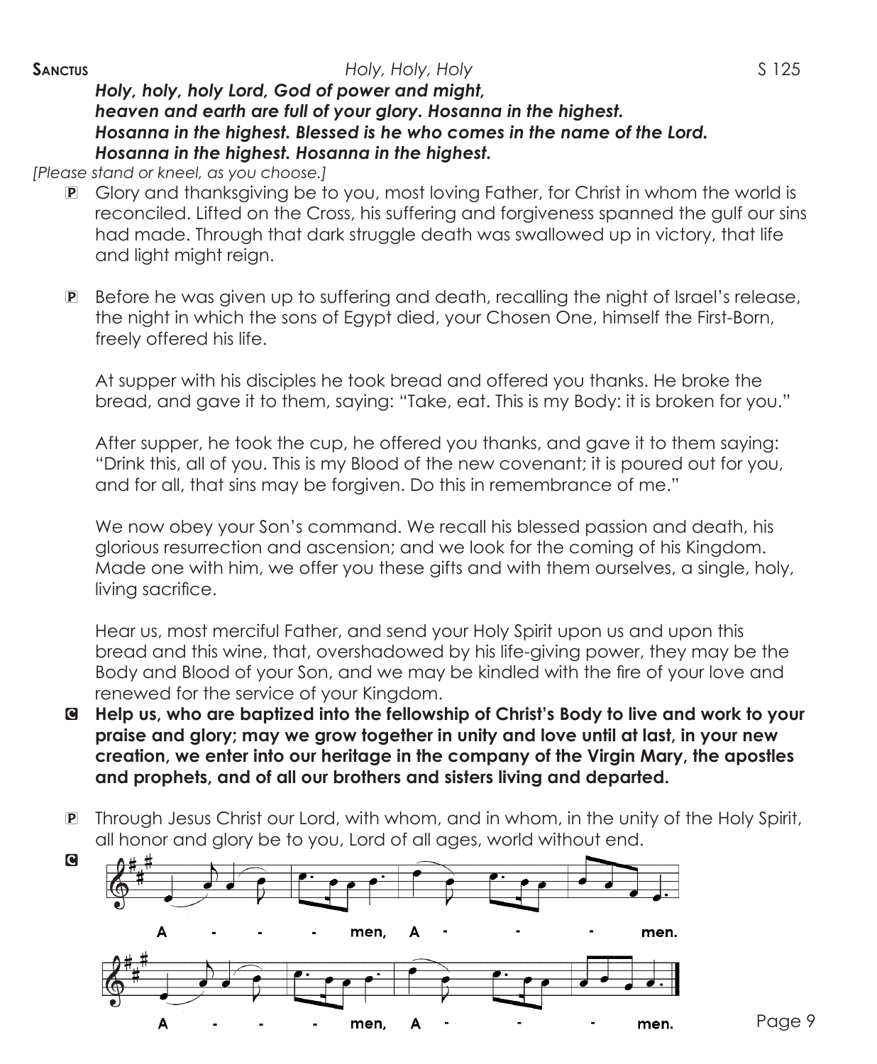**Sanctus** *Holy, Holy, Holy* S 125

***Holy, holy, holy Lord, God of power and might, heaven and earth are full of your glory. Hosanna in the highest. Hosanna in the highest. Blessed is he who comes in the name of the Lord. Hosanna in the highest. Hosanna in the highest.***

*[Please stand or kneel, as you choose.]*

P Glory and thanksgiving be to you, most loving Father, for Christ in whom the world is reconciled. Lifted on the Cross, his suffering and forgiveness spanned the gulf our sins had made. Through that dark struggle death was swallowed up in victory, that life and light might reign.

P Before he was given up to suffering and death, recalling the night of Israel's release, the night in which the sons of Egypt died, your Chosen One, himself the First-Born, freely offered his life.

At supper with his disciples he took bread and offered you thanks. He broke the bread, and gave it to them, saying: "Take, eat. This is my Body: it is broken for you."

After supper, he took the cup, he offered you thanks, and gave it to them saying: "Drink this, all of you. This is my Blood of the new covenant; it is poured out for you, and for all, that sins may be forgiven. Do this in remembrance of me."

We now obey your Son's command. We recall his blessed passion and death, his glorious resurrection and ascension; and we look for the coming of his Kingdom. Made one with him, we offer you these gifts and with them ourselves, a single, holy, living sacrifice.

Hear us, most merciful Father, and send your Holy Spirit upon us and upon this bread and this wine, that, overshadowed by his life-giving power, they may be the Body and Blood of your Son, and we may be kindled with the fire of your love and renewed for the service of your Kingdom.

C **Help us, who are baptized into the fellowship of Christ's Body to live and work to your praise and glory; may we grow together in unity and love until at last, in your new creation, we enter into our heritage in the company of the Virgin Mary, the apostles and prophets, and of all our brothers and sisters living and departed.**

P Through Jesus Christ our Lord, with whom, and in whom, in the unity of the Holy Spirit, all honor and glory be to you, Lord of all ages, world without end.

C A - - - men, A - - - men.
A - - - men, A - - - men.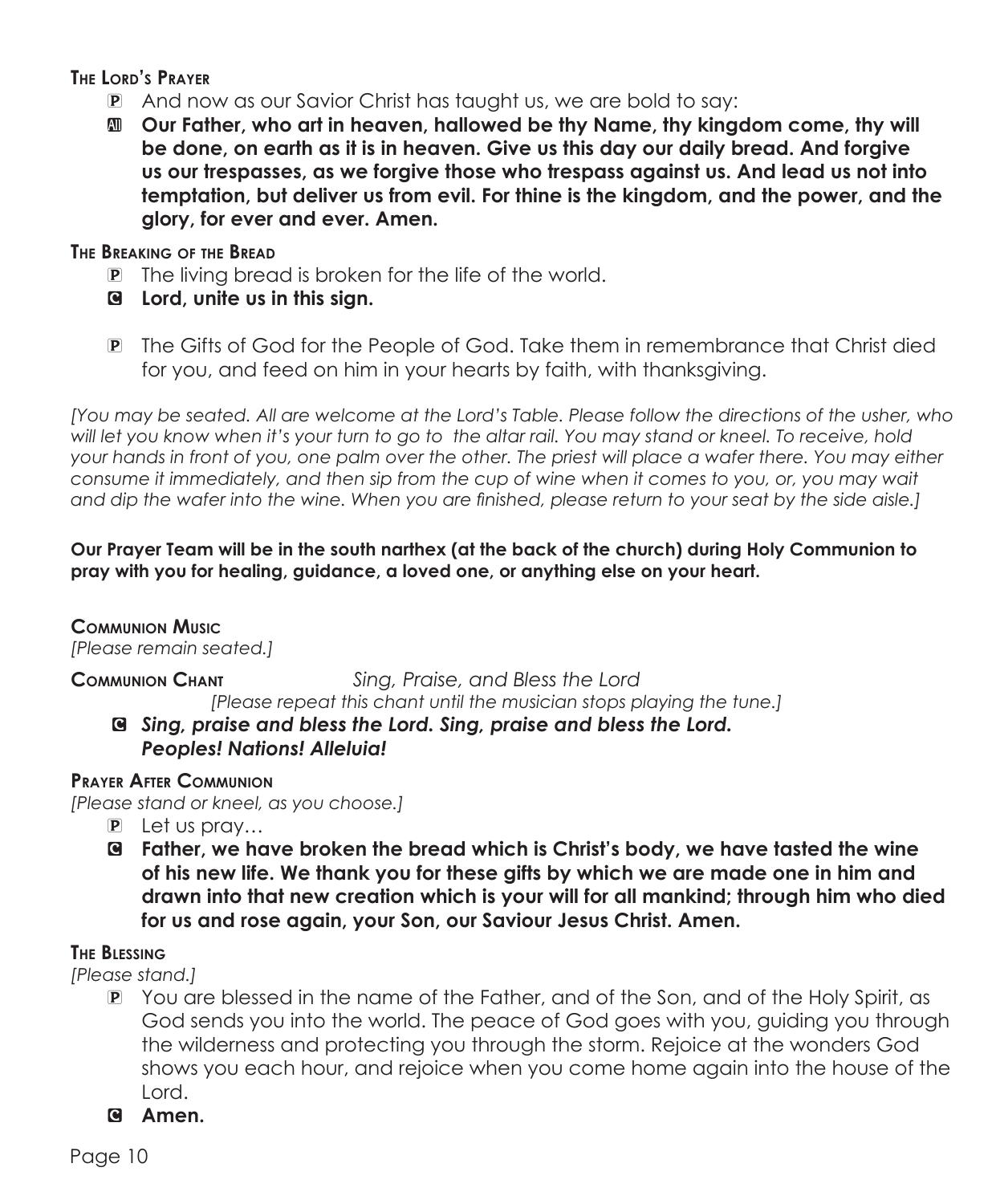### The Lord's Prayer

P And now as our Savior Christ has taught us, we are bold to say:

**All Our Father, who art in heaven, hallowed be thy Name, thy kingdom come, thy will be done, on earth as it is in heaven. Give us this day our daily bread. And forgive us our trespasses, as we forgive those who trespass against us. And lead us not into temptation, but deliver us from evil. For thine is the kingdom, and the power, and the glory, for ever and ever. Amen.**

### The Breaking of the Bread

P The living bread is broken for the life of the world.

**C Lord, unite us in this sign.**

P The Gifts of God for the People of God. Take them in remembrance that Christ died for you, and feed on him in your hearts by faith, with thanksgiving.

*[You may be seated. All are welcome at the Lord's Table. Please follow the directions of the usher, who will let you know when it's your turn to go to the altar rail. You may stand or kneel. To receive, hold your hands in front of you, one palm over the other. The priest will place a wafer there. You may either consume it immediately, and then sip from the cup of wine when it comes to you, or, you may wait and dip the wafer into the wine. When you are finished, please return to your seat by the side aisle.]*

**Our Prayer Team will be in the south narthex (at the back of the church) during Holy Communion to pray with you for healing, guidance, a loved one, or anything else on your heart.**

### Communion Music

*[Please remain seated.]*

**Communion Chant** *Sing, Praise, and Bless the Lord*

*[Please repeat this chant until the musician stops playing the tune.]*

**C *Sing, praise and bless the Lord. Sing, praise and bless the Lord. Peoples! Nations! Alleluia!***

### Prayer After Communion

*[Please stand or kneel, as you choose.]*

P Let us pray…

**C Father, we have broken the bread which is Christ's body, we have tasted the wine of his new life. We thank you for these gifts by which we are made one in him and drawn into that new creation which is your will for all mankind; through him who died for us and rose again, your Son, our Saviour Jesus Christ. Amen.**

### The Blessing

*[Please stand.]*

P You are blessed in the name of the Father, and of the Son, and of the Holy Spirit, as God sends you into the world. The peace of God goes with you, guiding you through the wilderness and protecting you through the storm. Rejoice at the wonders God shows you each hour, and rejoice when you come home again into the house of the Lord.

**C Amen.**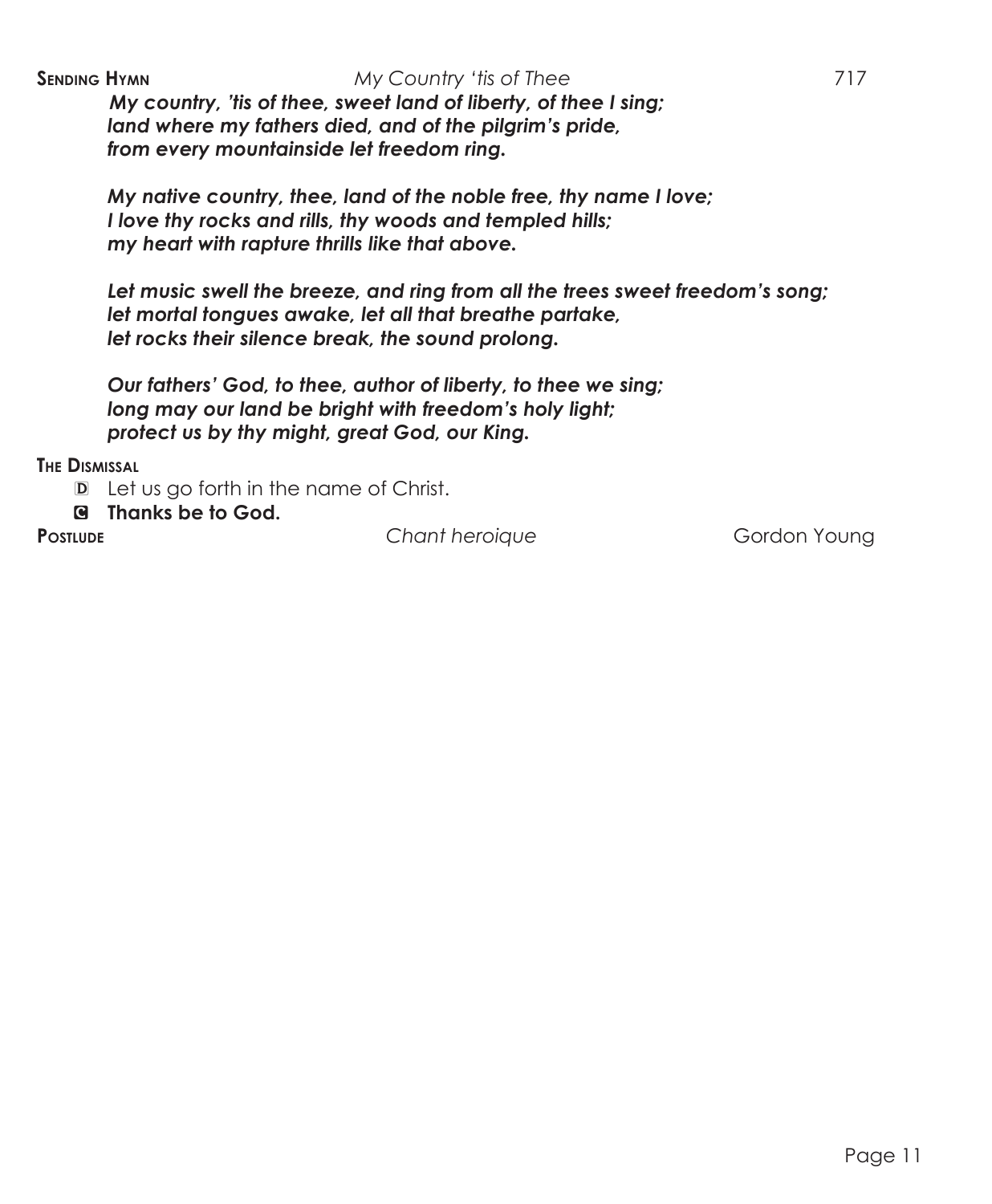**Sending Hymn** *My Country 'tis of Thee* 717

***My country, 'tis of thee, sweet land of liberty, of thee I sing;***
***land where my fathers died, and of the pilgrim's pride,***
***from every mountainside let freedom ring.***

***My native country, thee, land of the noble free, thy name I love;***
***I love thy rocks and rills, thy woods and templed hills;***
***my heart with rapture thrills like that above.***

***Let music swell the breeze, and ring from all the trees sweet freedom's song;***
***let mortal tongues awake, let all that breathe partake,***
***let rocks their silence break, the sound prolong.***

***Our fathers' God, to thee, author of liberty, to thee we sing;***
***long may our land be bright with freedom's holy light;***
***protect us by thy might, great God, our King.***

**The Dismissal**

D Let us go forth in the name of Christ.

C **Thanks be to God.**

**Postlude** *Chant heroique* Gordon Young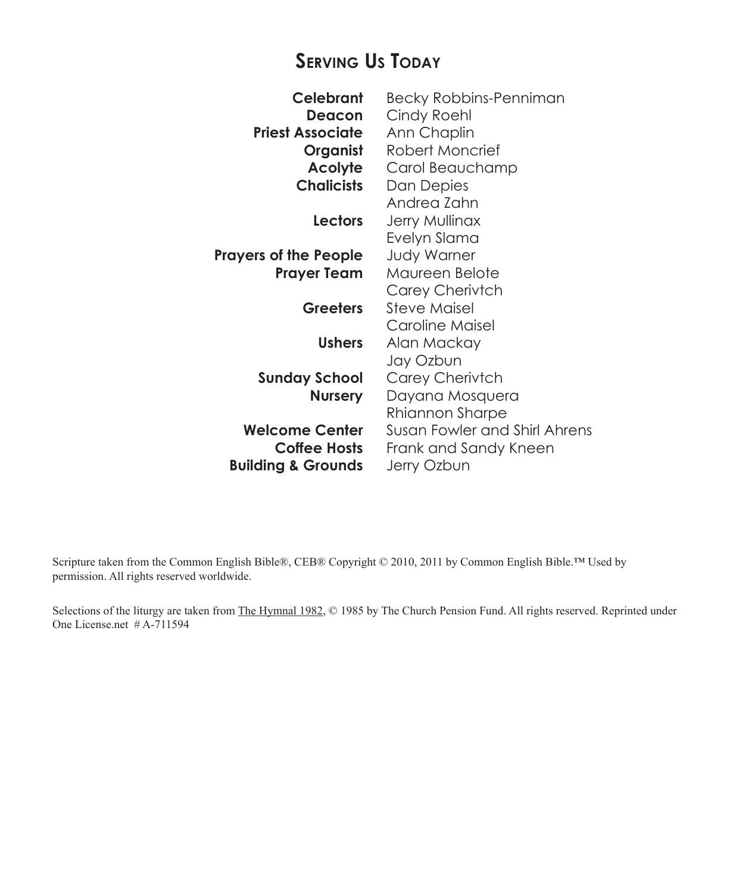## Serving Us Today

| | |
|---|---|
| **Celebrant** | Becky Robbins-Penniman |
| **Deacon** | Cindy Roehl |
| **Priest Associate** | Ann Chaplin |
| **Organist** | Robert Moncrief |
| **Acolyte** | Carol Beauchamp |
| **Chalicists** | Dan Depies |
| | Andrea Zahn |
| **Lectors** | Jerry Mullinax |
| | Evelyn Slama |
| **Prayers of the People** | Judy Warner |
| **Prayer Team** | Maureen Belote |
| | Carey Cherivtch |
| **Greeters** | Steve Maisel |
| | Caroline Maisel |
| **Ushers** | Alan Mackay |
| | Jay Ozbun |
| **Sunday School** | Carey Cherivtch |
| **Nursery** | Dayana Mosquera |
| | Rhiannon Sharpe |
| **Welcome Center** | Susan Fowler and Shirl Ahrens |
| **Coffee Hosts** | Frank and Sandy Kneen |
| **Building & Grounds** | Jerry Ozbun |

Scripture taken from the Common English Bible®, CEB® Copyright © 2010, 2011 by Common English Bible.™ Used by permission. All rights reserved worldwide.

Selections of the liturgy are taken from The Hymnal 1982, © 1985 by The Church Pension Fund. All rights reserved. Reprinted under One License.net # A-711594